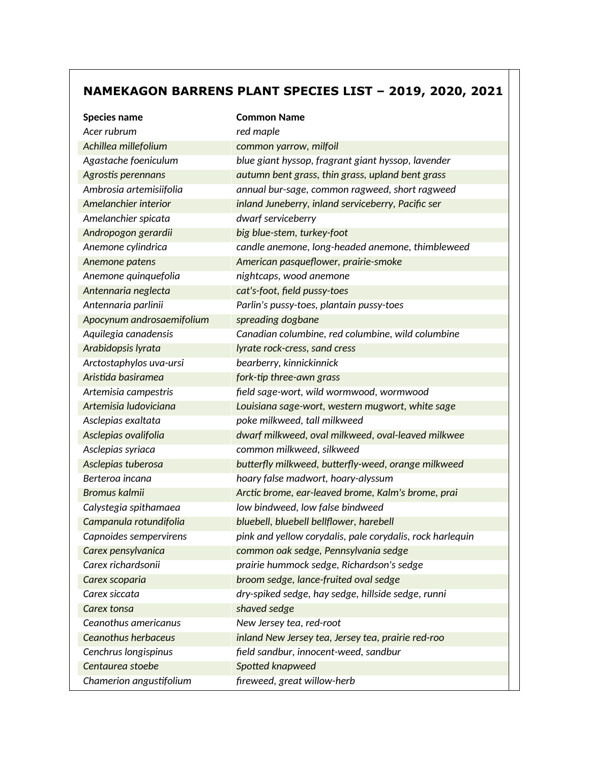## NAMEKAGON BARRENS PLANT SPECIES LIST – 2019, 2020, 2021

| Species name | Common Name |
|---|---|
| *Acer rubrum* | *red maple* |
| *Achillea millefolium* | *common yarrow, milfoil* |
| *Agastache foeniculum* | *blue giant hyssop, fragrant giant hyssop, lavender* |
| *Agrostis perennans* | *autumn bent grass, thin grass, upland bent grass* |
| *Ambrosia artemisiifolia* | *annual bur-sage, common ragweed, short ragweed* |
| *Amelanchier interior* | *inland Juneberry, inland serviceberry, Pacific ser* |
| *Amelanchier spicata* | *dwarf serviceberry* |
| *Andropogon gerardii* | *big blue-stem, turkey-foot* |
| *Anemone cylindrica* | *candle anemone, long-headed anemone, thimbleweed* |
| *Anemone patens* | *American pasqueflower, prairie-smoke* |
| *Anemone quinquefolia* | *nightcaps, wood anemone* |
| *Antennaria neglecta* | *cat's-foot, field pussy-toes* |
| *Antennaria parlinii* | *Parlin's pussy-toes, plantain pussy-toes* |
| *Apocynum androsaemifolium* | *spreading dogbane* |
| *Aquilegia canadensis* | *Canadian columbine, red columbine, wild columbine* |
| *Arabidopsis lyrata* | *lyrate rock-cress, sand cress* |
| *Arctostaphylos uva-ursi* | *bearberry, kinnickinnick* |
| *Aristida basiramea* | *fork-tip three-awn grass* |
| *Artemisia campestris* | *field sage-wort, wild wormwood, wormwood* |
| *Artemisia ludoviciana* | *Louisiana sage-wort, western mugwort, white sage* |
| *Asclepias exaltata* | *poke milkweed, tall milkweed* |
| *Asclepias ovalifolia* | *dwarf milkweed, oval milkweed, oval-leaved milkwee* |
| *Asclepias syriaca* | *common milkweed, silkweed* |
| *Asclepias tuberosa* | *butterfly milkweed, butterfly-weed, orange milkweed* |
| *Berteroa incana* | *hoary false madwort, hoary-alyssum* |
| *Bromus kalmii* | *Arctic brome, ear-leaved brome, Kalm's brome, prai* |
| *Calystegia spithamaea* | *low bindweed, low false bindweed* |
| *Campanula rotundifolia* | *bluebell, bluebell bellflower, harebell* |
| *Capnoides sempervirens* | *pink and yellow corydalis, pale corydalis, rock harlequin* |
| *Carex pensylvanica* | *common oak sedge, Pennsylvania sedge* |
| *Carex richardsonii* | *prairie hummock sedge, Richardson's sedge* |
| *Carex scoparia* | *broom sedge, lance-fruited oval sedge* |
| *Carex siccata* | *dry-spiked sedge, hay sedge, hillside sedge, runni* |
| *Carex tonsa* | *shaved sedge* |
| *Ceanothus americanus* | *New Jersey tea, red-root* |
| *Ceanothus herbaceus* | *inland New Jersey tea, Jersey tea, prairie red-roo* |
| *Cenchrus longispinus* | *field sandbur, innocent-weed, sandbur* |
| *Centaurea stoebe* | *Spotted knapweed* |
| *Chamerion angustifolium* | *fireweed, great willow-herb* |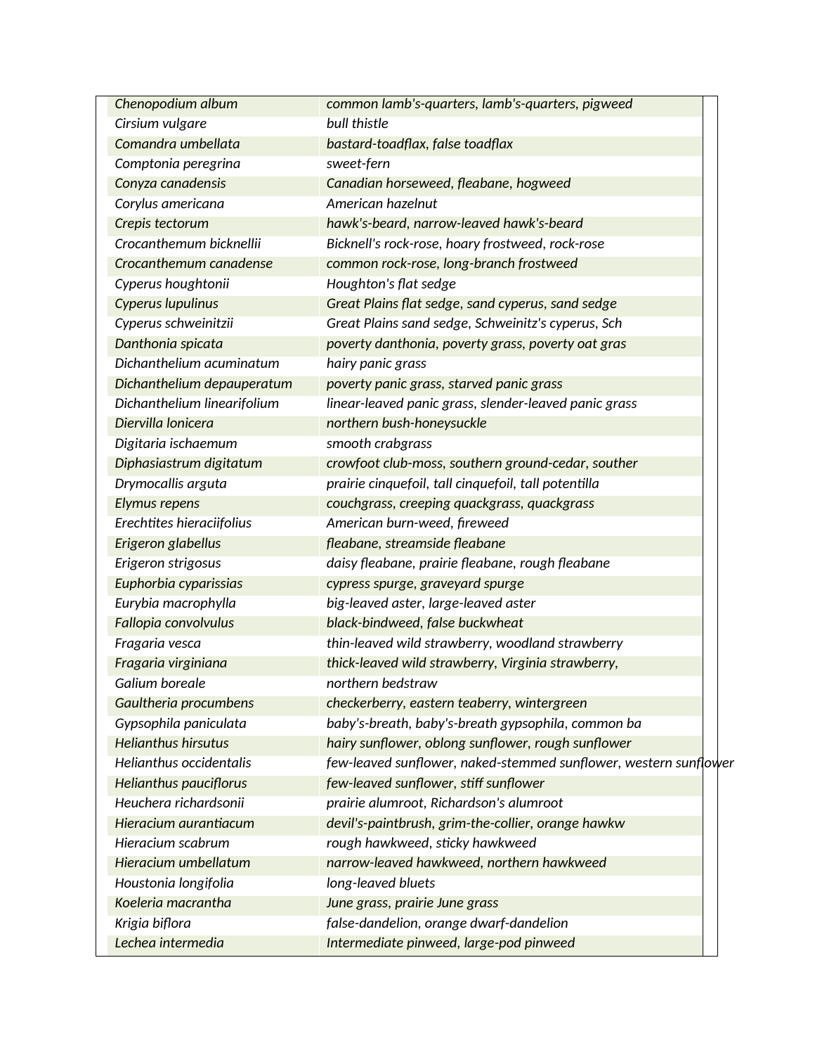| | |
|---|---|
| *Chenopodium album* | *common lamb's-quarters, lamb's-quarters, pigweed* |
| *Cirsium vulgare* | *bull thistle* |
| *Comandra umbellata* | *bastard-toadflax, false toadflax* |
| *Comptonia peregrina* | *sweet-fern* |
| *Conyza canadensis* | *Canadian horseweed, fleabane, hogweed* |
| *Corylus americana* | *American hazelnut* |
| *Crepis tectorum* | *hawk's-beard, narrow-leaved hawk's-beard* |
| *Crocanthemum bicknellii* | *Bicknell's rock-rose, hoary frostweed, rock-rose* |
| *Crocanthemum canadense* | *common rock-rose, long-branch frostweed* |
| *Cyperus houghtonii* | *Houghton's flat sedge* |
| *Cyperus lupulinus* | *Great Plains flat sedge, sand cyperus, sand sedge* |
| *Cyperus schweinitzii* | *Great Plains sand sedge, Schweinitz's cyperus, Sch* |
| *Danthonia spicata* | *poverty danthonia, poverty grass, poverty oat gras* |
| *Dichanthelium acuminatum* | *hairy panic grass* |
| *Dichanthelium depauperatum* | *poverty panic grass, starved panic grass* |
| *Dichanthelium linearifolium* | *linear-leaved panic grass, slender-leaved panic grass* |
| *Diervilla lonicera* | *northern bush-honeysuckle* |
| *Digitaria ischaemum* | *smooth crabgrass* |
| *Diphasiastrum digitatum* | *crowfoot club-moss, southern ground-cedar, souther* |
| *Drymocallis arguta* | *prairie cinquefoil, tall cinquefoil, tall potentilla* |
| *Elymus repens* | *couchgrass, creeping quackgrass, quackgrass* |
| *Erechtites hieraciifolius* | *American burn-weed, fireweed* |
| *Erigeron glabellus* | *fleabane, streamside fleabane* |
| *Erigeron strigosus* | *daisy fleabane, prairie fleabane, rough fleabane* |
| *Euphorbia cyparissias* | *cypress spurge, graveyard spurge* |
| *Eurybia macrophylla* | *big-leaved aster, large-leaved aster* |
| *Fallopia convolvulus* | *black-bindweed, false buckwheat* |
| *Fragaria vesca* | *thin-leaved wild strawberry, woodland strawberry* |
| *Fragaria virginiana* | *thick-leaved wild strawberry, Virginia strawberry,* |
| *Galium boreale* | *northern bedstraw* |
| *Gaultheria procumbens* | *checkerberry, eastern teaberry, wintergreen* |
| *Gypsophila paniculata* | *baby's-breath, baby's-breath gypsophila, common ba* |
| *Helianthus hirsutus* | *hairy sunflower, oblong sunflower, rough sunflower* |
| *Helianthus occidentalis* | *few-leaved sunflower, naked-stemmed sunflower, western sunflower* |
| *Helianthus pauciflorus* | *few-leaved sunflower, stiff sunflower* |
| *Heuchera richardsonii* | *prairie alumroot, Richardson's alumroot* |
| *Hieracium aurantiacum* | *devil's-paintbrush, grim-the-collier, orange hawkw* |
| *Hieracium scabrum* | *rough hawkweed, sticky hawkweed* |
| *Hieracium umbellatum* | *narrow-leaved hawkweed, northern hawkweed* |
| *Houstonia longifolia* | *long-leaved bluets* |
| *Koeleria macrantha* | *June grass, prairie June grass* |
| *Krigia biflora* | *false-dandelion, orange dwarf-dandelion* |
| *Lechea intermedia* | *Intermediate pinweed, large-pod pinweed* |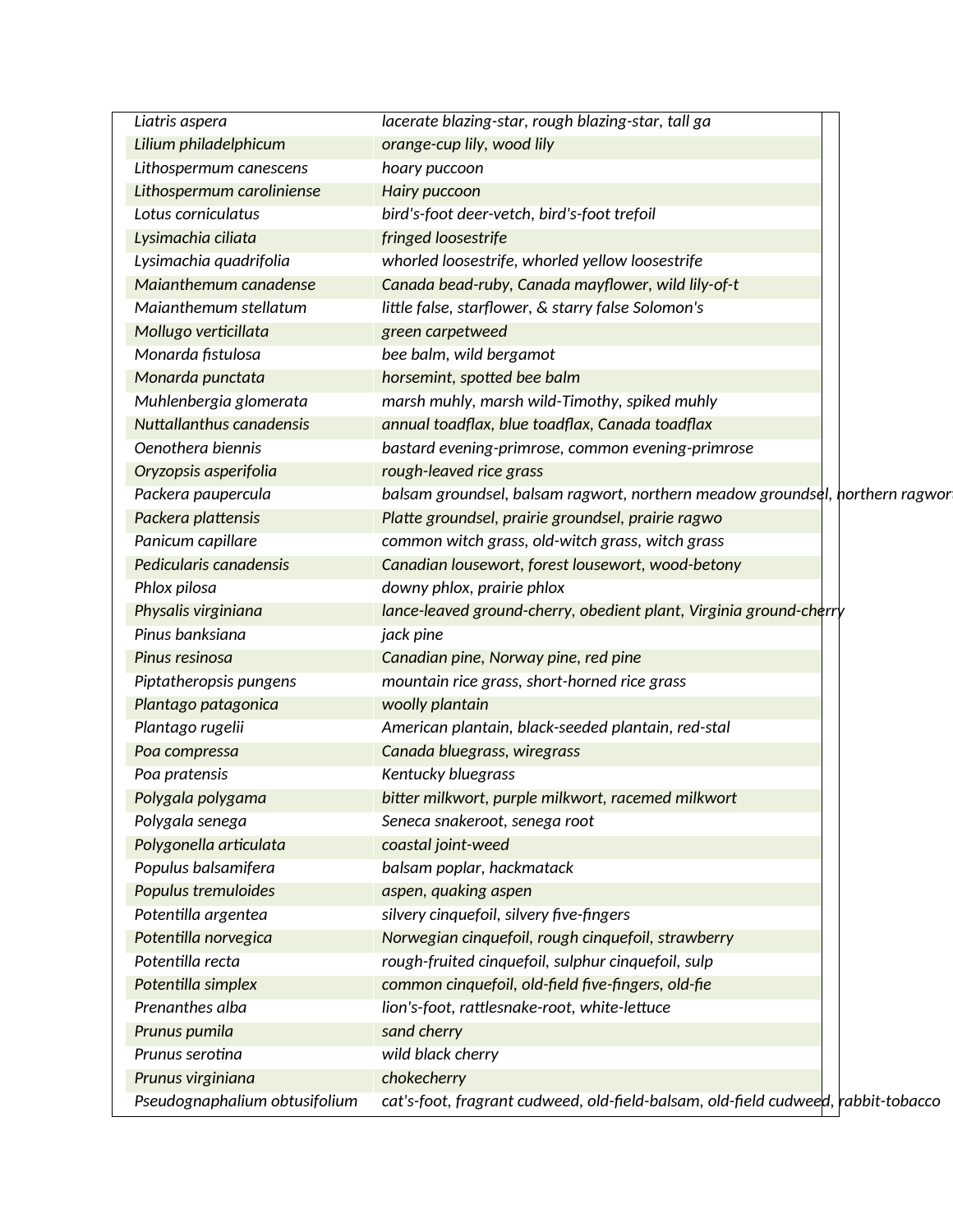| | |
|---|---|
| *Liatris aspera* | *lacerate blazing-star, rough blazing-star, tall ga* |
| *Lilium philadelphicum* | *orange-cup lily, wood lily* |
| *Lithospermum canescens* | *hoary puccoon* |
| *Lithospermum caroliniense* | *Hairy puccoon* |
| *Lotus corniculatus* | *bird's-foot deer-vetch, bird's-foot trefoil* |
| *Lysimachia ciliata* | *fringed loosestrife* |
| *Lysimachia quadrifolia* | *whorled loosestrife, whorled yellow loosestrife* |
| *Maianthemum canadense* | *Canada bead-ruby, Canada mayflower, wild lily-of-t* |
| *Maianthemum stellatum* | *little false, starflower, & starry false Solomon's* |
| *Mollugo verticillata* | *green carpetweed* |
| *Monarda fistulosa* | *bee balm, wild bergamot* |
| *Monarda punctata* | *horsemint, spotted bee balm* |
| *Muhlenbergia glomerata* | *marsh muhly, marsh wild-Timothy, spiked muhly* |
| *Nuttallanthus canadensis* | *annual toadflax, blue toadflax, Canada toadflax* |
| *Oenothera biennis* | *bastard evening-primrose, common evening-primrose* |
| *Oryzopsis asperifolia* | *rough-leaved rice grass* |
| *Packera paupercula* | *balsam groundsel, balsam ragwort, northern meadow groundsel, northern ragwor* |
| *Packera plattensis* | *Platte groundsel, prairie groundsel, prairie ragwo* |
| *Panicum capillare* | *common witch grass, old-witch grass, witch grass* |
| *Pedicularis canadensis* | *Canadian lousewort, forest lousewort, wood-betony* |
| *Phlox pilosa* | *downy phlox, prairie phlox* |
| *Physalis virginiana* | *lance-leaved ground-cherry, obedient plant, Virginia ground-cherry* |
| *Pinus banksiana* | *jack pine* |
| *Pinus resinosa* | *Canadian pine, Norway pine, red pine* |
| *Piptatheropsis pungens* | *mountain rice grass, short-horned rice grass* |
| *Plantago patagonica* | *woolly plantain* |
| *Plantago rugelii* | *American plantain, black-seeded plantain, red-stal* |
| *Poa compressa* | *Canada bluegrass, wiregrass* |
| *Poa pratensis* | *Kentucky bluegrass* |
| *Polygala polygama* | *bitter milkwort, purple milkwort, racemed milkwort* |
| *Polygala senega* | *Seneca snakeroot, senega root* |
| *Polygonella articulata* | *coastal joint-weed* |
| *Populus balsamifera* | *balsam poplar, hackmatack* |
| *Populus tremuloides* | *aspen, quaking aspen* |
| *Potentilla argentea* | *silvery cinquefoil, silvery five-fingers* |
| *Potentilla norvegica* | *Norwegian cinquefoil, rough cinquefoil, strawberry* |
| *Potentilla recta* | *rough-fruited cinquefoil, sulphur cinquefoil, sulp* |
| *Potentilla simplex* | *common cinquefoil, old-field five-fingers, old-fie* |
| *Prenanthes alba* | *lion's-foot, rattlesnake-root, white-lettuce* |
| *Prunus pumila* | *sand cherry* |
| *Prunus serotina* | *wild black cherry* |
| *Prunus virginiana* | *chokecherry* |
| *Pseudognaphalium obtusifolium* | *cat's-foot, fragrant cudweed, old-field-balsam, old-field cudweed, rabbit-tobacco* |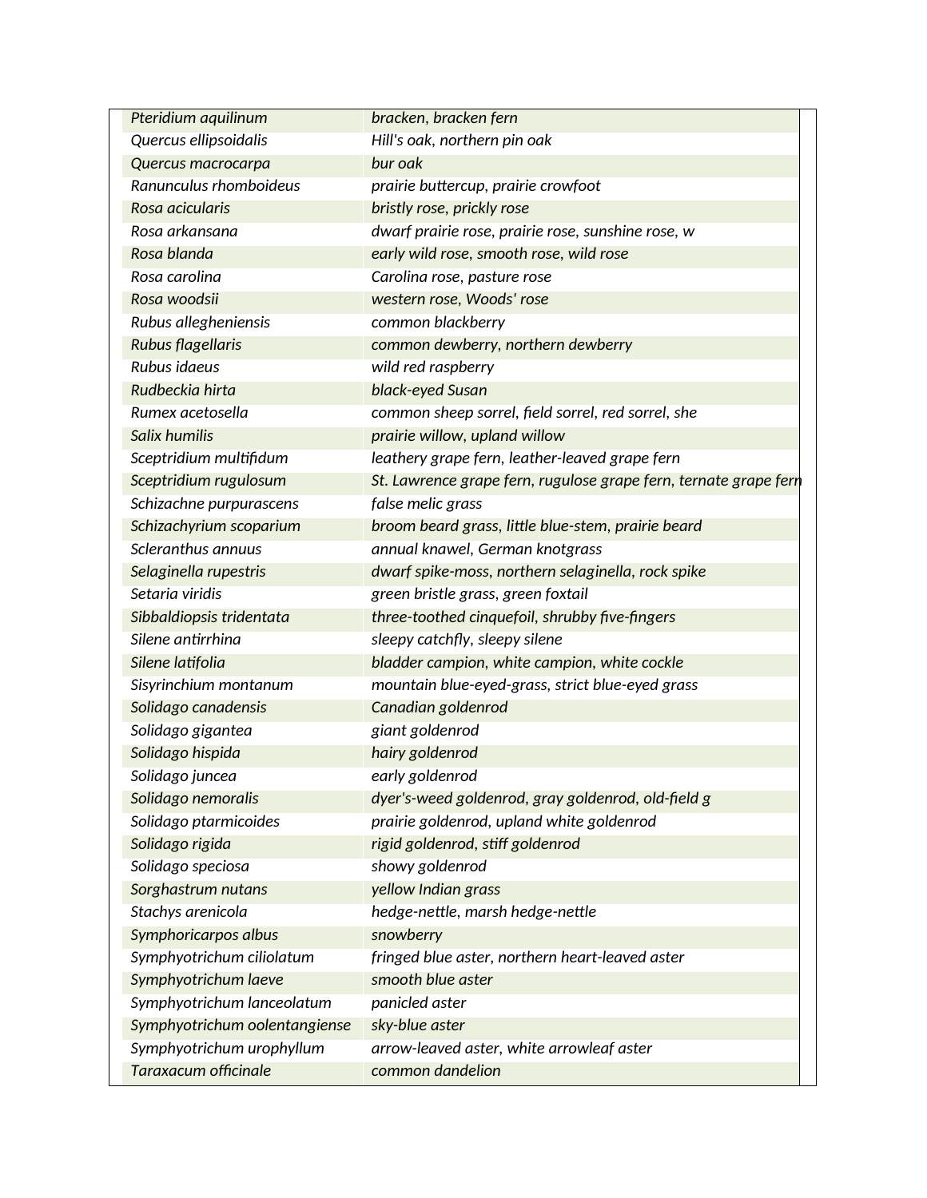| | |
|---|---|
| *Pteridium aquilinum* | *bracken, bracken fern* |
| *Quercus ellipsoidalis* | *Hill's oak, northern pin oak* |
| *Quercus macrocarpa* | *bur oak* |
| *Ranunculus rhomboideus* | *prairie buttercup, prairie crowfoot* |
| *Rosa acicularis* | *bristly rose, prickly rose* |
| *Rosa arkansana* | *dwarf prairie rose, prairie rose, sunshine rose, w* |
| *Rosa blanda* | *early wild rose, smooth rose, wild rose* |
| *Rosa carolina* | *Carolina rose, pasture rose* |
| *Rosa woodsii* | *western rose, Woods' rose* |
| *Rubus allegheniensis* | *common blackberry* |
| *Rubus flagellaris* | *common dewberry, northern dewberry* |
| *Rubus idaeus* | *wild red raspberry* |
| *Rudbeckia hirta* | *black-eyed Susan* |
| *Rumex acetosella* | *common sheep sorrel, field sorrel, red sorrel, she* |
| *Salix humilis* | *prairie willow, upland willow* |
| *Sceptridium multifidum* | *leathery grape fern, leather-leaved grape fern* |
| *Sceptridium rugulosum* | *St. Lawrence grape fern, rugulose grape fern, ternate grape fern* |
| *Schizachne purpurascens* | *false melic grass* |
| *Schizachyrium scoparium* | *broom beard grass, little blue-stem, prairie beard* |
| *Scleranthus annuus* | *annual knawel, German knotgrass* |
| *Selaginella rupestris* | *dwarf spike-moss, northern selaginella, rock spike* |
| *Setaria viridis* | *green bristle grass, green foxtail* |
| *Sibbaldiopsis tridentata* | *three-toothed cinquefoil, shrubby five-fingers* |
| *Silene antirrhina* | *sleepy catchfly, sleepy silene* |
| *Silene latifolia* | *bladder campion, white campion, white cockle* |
| *Sisyrinchium montanum* | *mountain blue-eyed-grass, strict blue-eyed grass* |
| *Solidago canadensis* | *Canadian goldenrod* |
| *Solidago gigantea* | *giant goldenrod* |
| *Solidago hispida* | *hairy goldenrod* |
| *Solidago juncea* | *early goldenrod* |
| *Solidago nemoralis* | *dyer's-weed goldenrod, gray goldenrod, old-field g* |
| *Solidago ptarmicoides* | *prairie goldenrod, upland white goldenrod* |
| *Solidago rigida* | *rigid goldenrod, stiff goldenrod* |
| *Solidago speciosa* | *showy goldenrod* |
| *Sorghastrum nutans* | *yellow Indian grass* |
| *Stachys arenicola* | *hedge-nettle, marsh hedge-nettle* |
| *Symphoricarpos albus* | *snowberry* |
| *Symphyotrichum ciliolatum* | *fringed blue aster, northern heart-leaved aster* |
| *Symphyotrichum laeve* | *smooth blue aster* |
| *Symphyotrichum lanceolatum* | *panicled aster* |
| *Symphyotrichum oolentangiense* | *sky-blue aster* |
| *Symphyotrichum urophyllum* | *arrow-leaved aster, white arrowleaf aster* |
| *Taraxacum officinale* | *common dandelion* |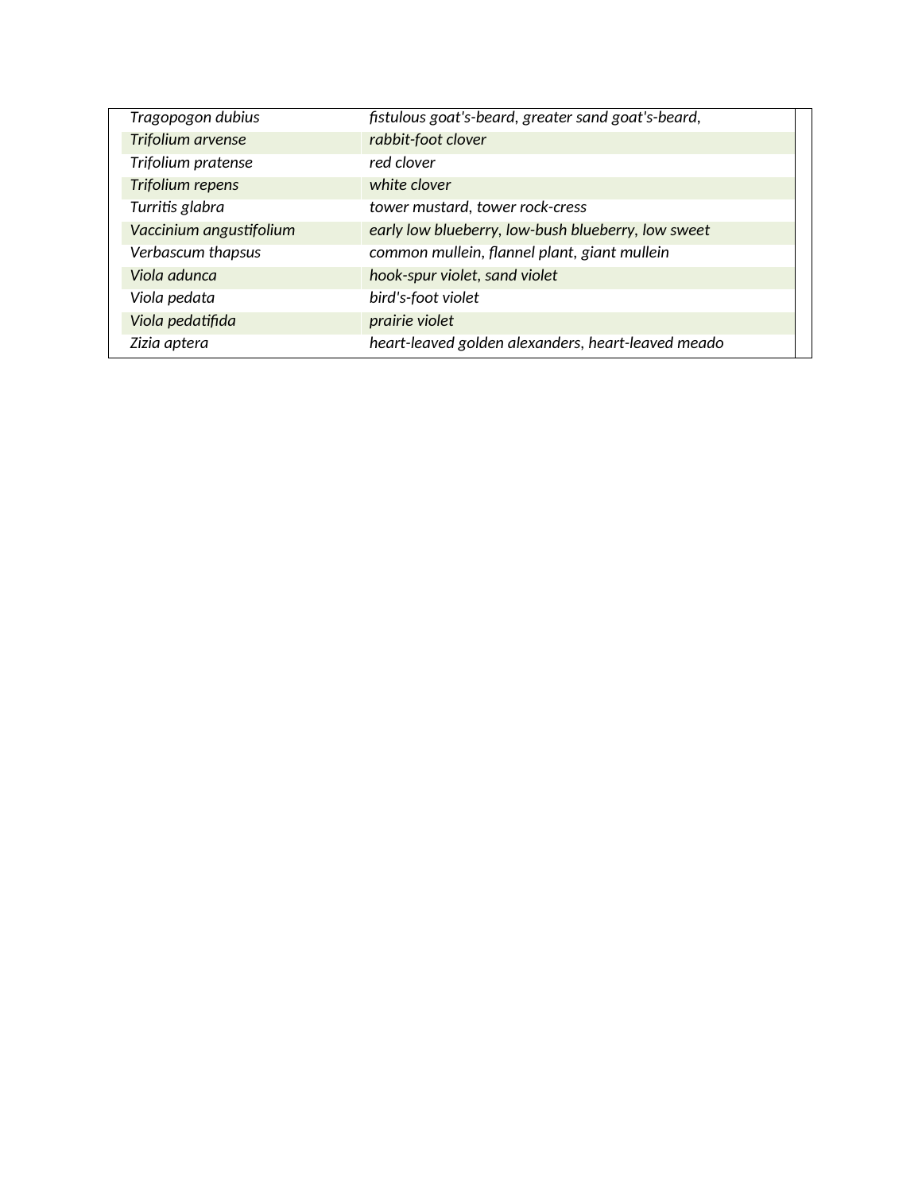| | |
|---|---|
| *Tragopogon dubius* | *fistulous goat's-beard, greater sand goat's-beard,* |
| *Trifolium arvense* | *rabbit-foot clover* |
| *Trifolium pratense* | *red clover* |
| *Trifolium repens* | *white clover* |
| *Turritis glabra* | *tower mustard, tower rock-cress* |
| *Vaccinium angustifolium* | *early low blueberry, low-bush blueberry, low sweet* |
| *Verbascum thapsus* | *common mullein, flannel plant, giant mullein* |
| *Viola adunca* | *hook-spur violet, sand violet* |
| *Viola pedata* | *bird's-foot violet* |
| *Viola pedatifida* | *prairie violet* |
| *Zizia aptera* | *heart-leaved golden alexanders, heart-leaved meado* |